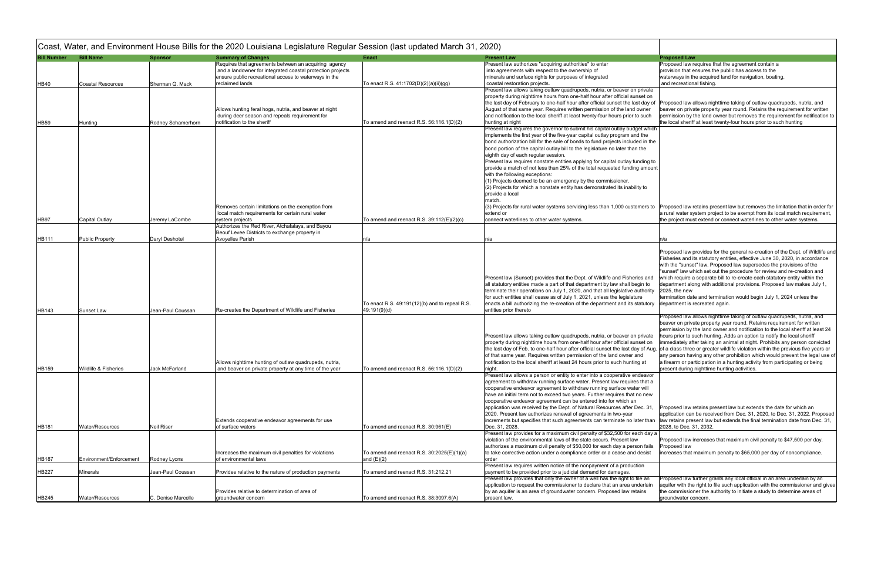# Coast, Water, and Environment House Bills for the 2020 Louisiana Legislature Regular Session (last updated March 31, 2020)

| Bill Number | Bill Name | Sponsor | Summary of Changes | Enact | Present Law | Proposed Law |
|---|---|---|---|---|---|---|
| HB40 | Coastal Resources | Sherman Q. Mack | Requires that agreements between an acquiring agency and a landowner for integrated coastal protection projects ensure public recreational access to waterways in the reclaimed lands | To enact R.S. 41:1702(D)(2)(a)(ii)(gg) | Present law authorizes "acquiring authorities" to enter into agreements with respect to the ownership of minerals and surface rights for purposes of integrated coastal restoration projects. | Proposed law requires that the agreement contain a provision that ensures the public has access to the waterways in the acquired land for navigation, boating, and recreational fishing. |
| HB59 | Hunting | Rodney Schamerhorn | Allows hunting feral hogs, nutria, and beaver at night during deer season and repeals requirement for notification to the sheriff | To amend and reenact R.S. 56:116.1(D)(2) | Present law allows taking outlaw quadrupeds, nutria, or beaver on private property during nighttime hours from one-half hour after official sunset on the last day of February to one-half hour after official sunset the last day of August of that same year. Requires written permission of the land owner and notification to the local sheriff at least twenty-four hours prior to such hunting at night | Proposed law allows nighttime taking of outlaw quadrupeds, nutria, and beaver on private property year round. Retains the requirement for written permission by the land owner but removes the requirement for notification to the local sheriff at least twenty-four hours prior to such hunting |
| HB97 | Capital Outlay | Jeremy LaCombe | Removes certain limitations on the exemption from local match requirements for certain rural water system projects | To amend and reenact R.S. 39:112(E)(2)(c) | Present law requires the governor to submit his capital outlay budget which implements the first year of the five-year capital outlay program and the bond authorization bill for the sale of bonds to fund projects included in the bond portion of the capital outlay bill to the legislature no later than the eighth day of each regular session. Present law requires nonstate entities applying for capital outlay funding to provide a match of not less than 25% of the total requested funding amount with the following exceptions: (1) Projects deemed to be an emergency by the commissioner. (2) Projects for which a nonstate entity has demonstrated its inability to provide a local match. (3) Projects for rural water systems servicing less than 1,000 customers to extend or connect waterlines to other water systems. | Proposed law retains present law but removes the limitation that in order for a rural water system project to be exempt from its local match requirement, the project must extend or connect waterlines to other water systems. |
| HB111 | Public Property | Daryl Deshotel | Authorizes the Red River, Atchafalaya, and Bayou Beouf Levee Districts to exchange property in Avoyelles Parish | n/a | n/a | n/a |
| HB143 | Sunset Law | Jean-Paul Coussan | Re-creates the Department of Wildlife and Fisheries | To enact R.S. 49:191(12)(b) and to repeal R.S. 49:191(9)(d) | Present law (Sunset) provides that the Dept. of Wildlife and Fisheries and all statutory entities made a part of that department by law shall begin to terminate their operations on July 1, 2020, and that all legislative authority for such entities shall cease as of July 1, 2021, unless the legislature enacts a bill authorizing the re-creation of the department and its statutory entities prior thereto | Proposed law provides for the general re-creation of the Dept. of Wildlife and Fisheries and its statutory entities, effective June 30, 2020, in accordance with the "sunset" law. Proposed law supersedes the provisions of the "sunset" law which set out the procedure for review and re-creation and which require a separate bill to re-create each statutory entity within the department along with additional provisions. Proposed law makes July 1, 2025, the new termination date and termination would begin July 1, 2024 unless the department is recreated again. |
| HB159 | Wildlife & Fisheries | Jack McFarland | Allows nighttime hunting of outlaw quadrupeds, nutria, and beaver on private property at any time of the year | To amend and reenact R.S. 56:116.1(D)(2) | Present law allows taking outlaw quadrupeds, nutria, or beaver on private property during nighttime hours from one-half hour after official sunset on the last day of Feb. to one-half hour after official sunset the last day of Aug. of that same year. Requires written permission of the land owner and notification to the local sheriff at least twenty-four hours prior to such hunting at night. | Proposed law allows nighttime taking of outlaw quadrupeds, nutria, and beaver on private property year round. Retains requirement for written permission by the land owner and notification to the local sheriff at least 24 hours prior to such hunting. Adds an option to notify the local sheriff immediately after taking an animal at night. Prohibits any person convicted of a class three or greater wildlife violation within the previous five years or any person having any other prohibition which would prevent the legal use of a firearm or participation in a hunting activity from participating or being present during nighttime hunting activities. |
| HB181 | Water/Resources | Neil Riser | Extends cooperative endeavor agreements for use of surface waters | To amend and reenact R.S. 30:961(E) | Present law allows a person or entity to enter into a cooperative endeavor agreement to withdraw running surface water. Present law requires that a cooperative endeavor agreement to withdraw running surface water will have an initial term not to exceed two years. Further requires that no new cooperative endeavor agreement can be entered into for which an application was received by the Dept. of Natural Resources after Dec. 31, 2020. Present law authorizes renewal of agreements in two-year increments but specifies that such agreements can terminate no later than Dec. 31, 2028. | Proposed law retains present law but extends the date for which an application can be received from Dec. 31, 2020, to Dec. 31, 2022. Proposed law retains present law but extends the final termination date from Dec. 31, 2028, to Dec. 31, 2032. |
| HB187 | Environment/Enforcement | Rodney Lyons | Increases the maximum civil penalties for violations of environmental laws | To amend and reenact R.S. 30:2025(E)(1)(a) and (E)(2) | Present law provides for a maximum civil penalty of $32,500 for each day a violation of the environmental laws of the state occurs. Present law authorizes a maximum civil penalty of $50,000 for each day a person fails to take corrective action under a compliance order or a cease and desist order | Proposed law increases that maximum civil penalty to $47,500 per day. Proposed law increases that maximum penalty to $65,000 per day of noncompliance. |
| HB227 | Minerals | Jean-Paul Coussan | Provides relative to the nature of production payments | To amend and reenact R.S. 31:212.21 | Present law requires written notice of the nonpayment of a production payment to be provided prior to a judicial demand for damages. | |
| HB245 | Water/Resources | C. Denise Marcelle | Provides relative to determination of area of groundwater concern | To amend and reenact R.S. 38:3097.6(A) | Present law provides that only the owner of a well has the right to file an application to request the commissioner to declare that an area underlain by an aquifer is an area of groundwater concern. Proposed law retains present law. | Proposed law further grants any local official in an area underlain by an aquifer with the right to file such application with the commissioner and gives the commissioner the authority to initiate a study to determine areas of groundwater concern. |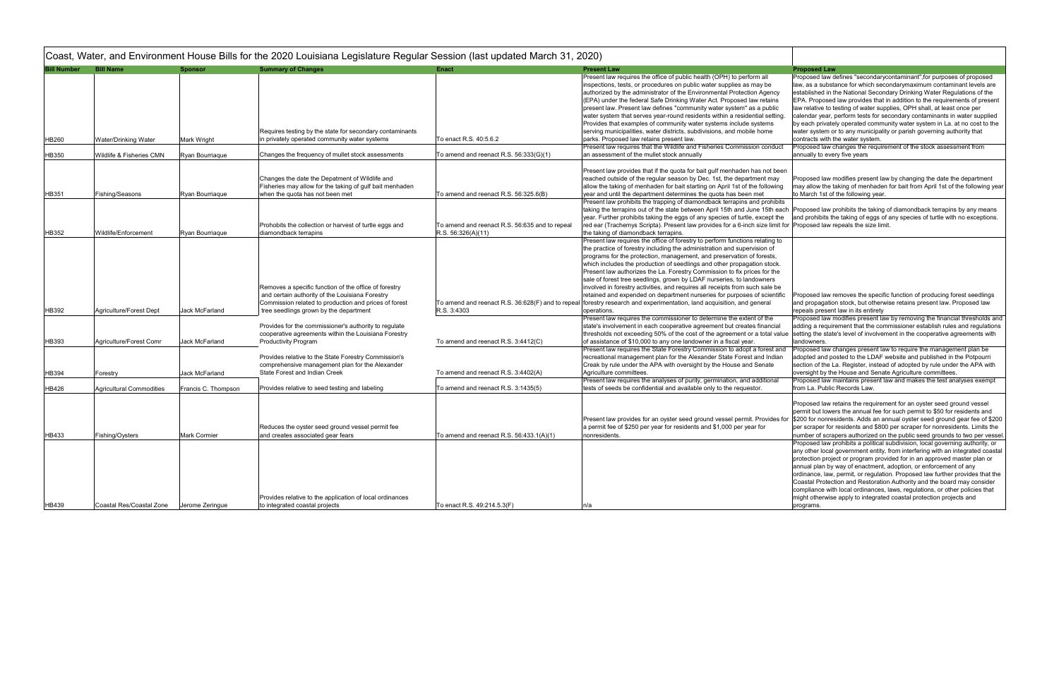# Coast, Water, and Environment House Bills for the 2020 Louisiana Legislature Regular Session (last updated March 31, 2020)

| Bill Number | Bill Name | Sponsor | Summary of Changes | Enact | Present Law | Proposed Law |
|---|---|---|---|---|---|---|
| HB260 | Water/Drinking Water | Mark Wright | Requires testing by the state for secondary contaminants in privately operated community water systems | To enact R.S. 40:5.6.2 | Present law requires the office of public health (OPH) to perform all inspections, tests, or procedures on public water supplies as may be authorized by the administrator of the Environmental Protection Agency (EPA) under the federal Safe Drinking Water Act. Proposed law retains present law. Present law defines "community water system" as a public water system that serves year-round residents within a residential setting. Provides that examples of community water systems include systems serving municipalities, water districts, subdivisions, and mobile home parks. Proposed law retains present law. | Proposed law defines "secondarycontaminant",for purposes of proposed law, as a substance for which secondarymaximum contaminant levels are established in the National Secondary Drinking Water Regulations of the EPA. Proposed law provides that in addition to the requirements of present law relative to testing of water supplies, OPH shall, at least once per calendar year, perform tests for secondary contaminants in water supplied by each privately operated community water system in La. at no cost to the water system or to any municipality or parish governing authority that contracts with the water system. |
| HB350 | Wildlife & Fisheries CMN | Ryan Bourriaque | Changes the frequency of mullet stock assessments | To amend and reenact R.S. 56:333(G)(1) | Present law requires that the Wildlife and Fisheries Commission conduct an assessment of the mullet stock annually | Proposed law changes the requirement of the stock assessment from annually to every five years |
| HB351 | Fishing/Seasons | Ryan Bourriaque | Changes the date the Depatment of Wildlife and Fisheries may allow for the taking of gulf bait menhaden when the quota has not been met | To amend and reenact R.S. 56:325.6(B) | Present law provides that if the quota for bait gulf menhaden has not been reached outside of the regular season by Dec. 1st, the department may allow the taking of menhaden for bait starting on April 1st of the following year and until the department determines the quota has been met | Proposed law modifies present law by changing the date the department may allow the taking of menhaden for bait from April 1st of the following year to March 1st of the following year. |
| HB352 | Wildlife/Enforcement | Ryan Bourriaque | Prohobits the collection or harvest of turtle eggs and diamondback terrapins | To amend and reenact R.S. 56:635 and to repeal R.S. 56:326(A)(11) | Present law prohibits the trapping of diamondback terrapins and prohibits taking the terrapins out of the state between April 15th and June 15th each year. Further prohibits taking the eggs of any species of turtle, except the red ear (Trachemys Scripta). Present law provides for a 6-inch size limit for the taking of diamondback terrapins. | Proposed law prohibits the taking of diamondback terrapins by any means and prohibits the taking of eggs of any species of turtle with no exceptions. Proposed law repeals the size limit. |
| HB392 | Agriculture/Forest Dept | Jack McFarland | Removes a specific function of the office of forestry and certain authority of the Louisiana Forestry Commission related to production and prices of forest tree seedlings grown by the department | To amend and reenact R.S. 36:628(F) and to repeal R.S. 3:4303 | Present law requires the office of forestry to perform functions relating to the practice of forestry including the administration and supervision of programs for the protection, management, and preservation of forests, which includes the production of seedlings and other propagation stock. Present law authorizes the La. Forestry Commission to fix prices for the sale of forest tree seedlings, grown by LDAF nurseries, to landowners involved in forestry activities, and requires all receipts from such sale be retained and expended on department nurseries for purposes of scientific forestry research and experimentation, land acquisition, and general operations. | Proposed law removes the specific function of producing forest seedlings and propagation stock, but otherwise retains present law. Proposed law repeals present law in its entirety |
| HB393 | Agriculture/Forest Comr | Jack McFarland | Provides for the commissioner's authority to regulate cooperative agreements within the Louisiana Forestry Productivity Program | To amend and reenact R.S. 3:4412(C) | Present law requires the commissioner to determine the extent of the state's involvement in each cooperative agreement but creates financial thresholds not exceeding 50% of the cost of the agreement or a total value of assistance of $10,000 to any one landowner in a fiscal year. | Proposed law modifies present law by removing the financial thresholds and adding a requirement that the commissioner establish rules and regulations setting the state's level of involvement in the cooperative agreements with landowners. |
| HB394 | Forestry | Jack McFarland | Provides relative to the State Forestry Commission's comprehensive management plan for the Alexander State Forest and Indian Creek | To amend and reenact R.S. 3:4402(A) | Present law requires the State Forestry Commission to adopt a forest and recreational management plan for the Alexander State Forest and Indian Creak by rule under the APA with oversight by the House and Senate Agriculture committees. | Proposed law changes present law to require the management plan be adopted and posted to the LDAF website and published in the Potpourri section of the La. Register, instead of adopted by rule under the APA with oversight by the House and Senate Agriculture committees. |
| HB426 | Agricultural Commodities | Francis C. Thompson | Provides relative to seed testing and labeling | To amend and reenact R.S. 3:1435(5) | Present law requires the analyses of purity, germination, and additional tests of seeds be confidential and available only to the requestor. | Proposed law maintains present law and makes the test analyses exempt from La. Public Records Law. |
| HB433 | Fishing/Oysters | Mark Cormier | Reduces the oyster seed ground vessel permit fee and creates associated gear fears | To amend and reenact R.S. 56:433.1(A)(1) | Present law provides for an oyster seed ground vessel permit. Provides for a permit fee of $250 per year for residents and $1,000 per year for nonresidents. | Proposed law retains the requirement for an oyster seed ground vessel permit but lowers the annual fee for such permit to $50 for residents and $200 for nonresidents. Adds an annual oyster seed ground gear fee of $200 per scraper for residents and $800 per scraper for nonresidents. Limits the number of scrapers authorized on the public seed grounds to two per vessel. |
| HB439 | Coastal Res/Coastal Zone | Jerome Zeringue | Provides relative to the application of local ordinances to integrated coastal projects | To enact R.S. 49:214.5.3(F) | n/a | Proposed law prohibits a political subdivision, local governing authority, or any other local government entity, from interfering with an integrated coastal protection project or program provided for in an approved master plan or annual plan by way of enactment, adoption, or enforcement of any ordinance, law, permit, or regulation. Proposed law further provides that the Coastal Protection and Restoration Authority and the board may consider compliance with local ordinances, laws, regulations, or other policies that might otherwise apply to integrated coastal protection projects and programs. |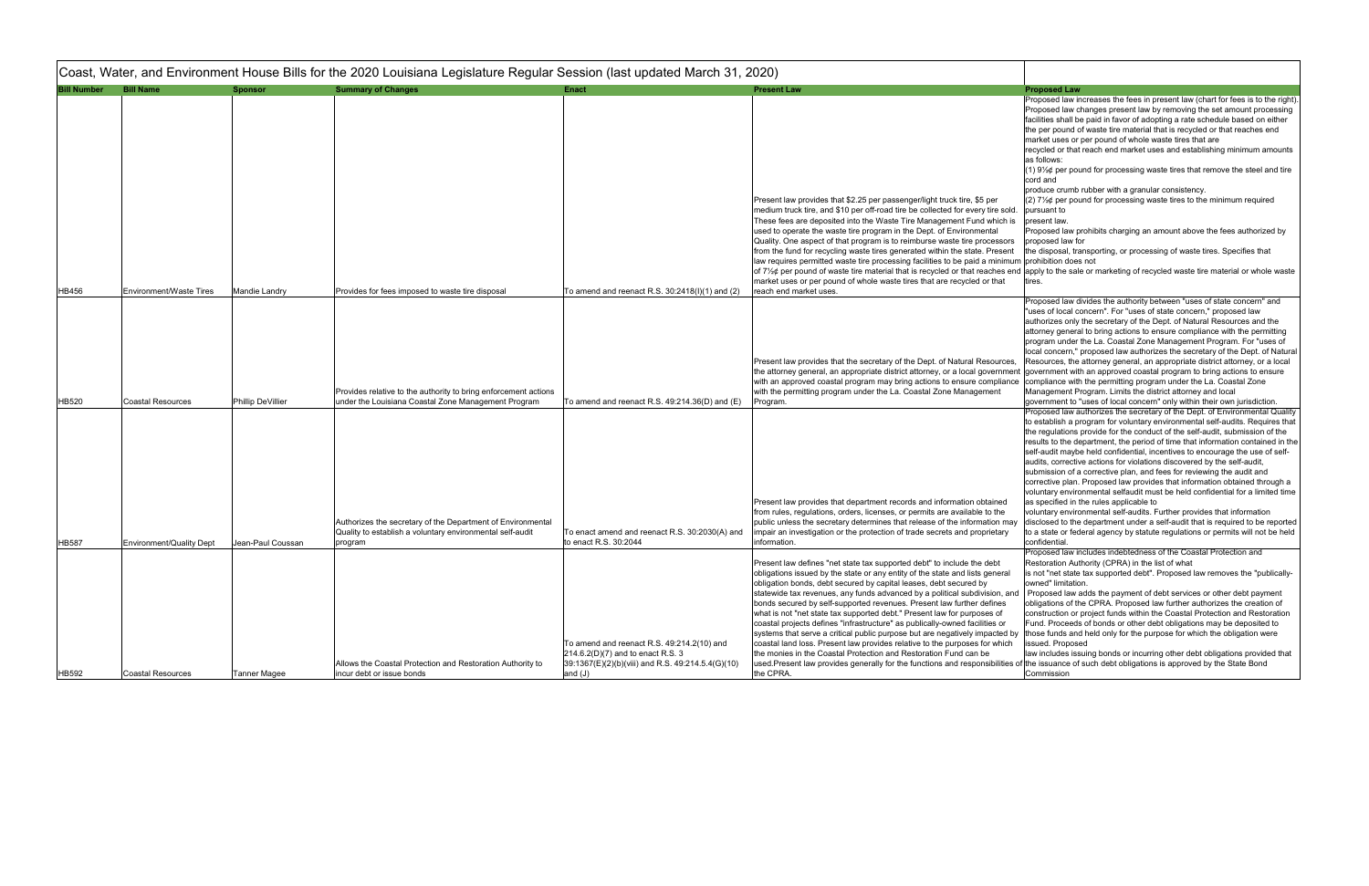# Coast, Water, and Environment House Bills for the 2020 Louisiana Legislature Regular Session (last updated March 31, 2020)

| Bill Number | Bill Name | Sponsor | Summary of Changes | Enact | Present Law | Proposed Law |
|---|---|---|---|---|---|---|
| HB456 | Environment/Waste Tires | Mandie Landry | Provides for fees imposed to waste tire disposal | To amend and reenact R.S. 30:2418(I)(1) and (2) | Present law provides that $2.25 per passenger/light truck tire, $5 per medium truck tire, and $10 per off-road tire be collected for every tire sold. These fees are deposited into the Waste Tire Management Fund which is used to operate the waste tire program in the Dept. of Environmental Quality. One aspect of that program is to reimburse waste tire processors from the fund for recycling waste tires generated within the state. Present law requires permitted waste tire processing facilities to be paid a minimum of 7½¢ per pound of waste tire material that is recycled or that reaches end market uses or per pound of whole waste tires that are recycled or that reach end market uses. | Proposed law increases the fees in present law (chart for fees is to the right). Proposed law changes present law by removing the set amount processing facilities shall be paid in favor of adopting a rate schedule based on either the per pound of waste tire material that is recycled or that reaches end market uses or per pound of whole waste tires that are recycled or that reach end market uses and establishing minimum amounts as follows: (1) 9½¢ per pound for processing waste tires that remove the steel and tire cord and produce crumb rubber with a granular consistency. (2) 7½¢ per pound for processing waste tires to the minimum required pursuant to present law. Proposed law prohibits charging an amount above the fees authorized by proposed law for the disposal, transporting, or processing of waste tires. Specifies that prohibition does not apply to the sale or marketing of recycled waste tire material or whole waste tires. |
| HB520 | Coastal Resources | Phillip DeVillier | Provides relative to the authority to bring enforcement actions under the Louisiana Coastal Zone Management Program | To amend and reenact R.S. 49:214.36(D) and (E) | Present law provides that the secretary of the Dept. of Natural Resources, the attorney general, an appropriate district attorney, or a local government with an approved coastal program may bring actions to ensure compliance with the permitting program under the La. Coastal Zone Management Program. | Proposed law divides the authority between "uses of state concern" and "uses of local concern". For "uses of state concern," proposed law authorizes only the secretary of the Dept. of Natural Resources and the attorney general to bring actions to ensure compliance with the permitting program under the La. Coastal Zone Management Program. For "uses of local concern," proposed law authorizes the secretary of the Dept. of Natural Resources, the attorney general, an appropriate district attorney, or a local government with an approved coastal program to bring actions to ensure compliance with the permitting program under the La. Coastal Zone Management Program. Limits the district attorney and local government to "uses of local concern" only within their own jurisdiction. |
| HB587 | Environment/Quality Dept | Jean-Paul Coussan | Authorizes the secretary of the Department of Environmental Quality to establish a voluntary environmental self-audit program | To enact amend and reenact R.S. 30:2030(A) and to enact R.S. 30:2044 | Present law provides that department records and information obtained from rules, regulations, orders, licenses, or permits are available to the public unless the secretary determines that release of the information may impair an investigation or the protection of trade secrets and proprietary information. | Proposed law authorizes the secretary of the Dept. of Environmental Quality to establish a program for voluntary environmental self-audits. Requires that the regulations provide for the conduct of the self-audit, submission of the results to the department, the period of time that information contained in the self-audit maybe held confidential, incentives to encourage the use of self-audits, corrective actions for violations discovered by the self-audit, submission of a corrective plan, and fees for reviewing the audit and corrective plan. Proposed law provides that information obtained through a voluntary environmental selfaudit must be held confidential for a limited time as specified in the rules applicable to voluntary environmental self-audits. Further provides that information disclosed to the department under a self-audit that is required to be reported to a state or federal agency by statute regulations or permits will not be held confidential. |
| HB592 | Coastal Resources | Tanner Magee | Allows the Coastal Protection and Restoration Authority to incur debt or issue bonds | To amend and reenact R.S. 49:214.2(10) and 214.6.2(D)(7) and to enact R.S. 3 39:1367(E)(2)(b)(viii) and R.S. 49:214.5.4(G)(10) and (J) | Present law defines "net state tax supported debt" to include the debt obligations issued by the state or any entity of the state and lists general obligation bonds, debt secured by capital leases, debt secured by statewide tax revenues, any funds advanced by a political subdivision, and bonds secured by self-supported revenues. Present law further defines what is not "net state tax supported debt." Present law for purposes of coastal projects defines "infrastructure" as publically-owned facilities or systems that serve a critical public purpose but are negatively impacted by coastal land loss. Present law provides relative to the purposes for which the monies in the Coastal Protection and Restoration Fund can be used.Present law provides generally for the functions and responsibilities of the CPRA. | Proposed law includes indebtedness of the Coastal Protection and Restoration Authority (CPRA) in the list of what is not "net state tax supported debt". Proposed law removes the "publically-owned" limitation. Proposed law adds the payment of debt services or other debt payment obligations of the CPRA. Proposed law further authorizes the creation of construction or project funds within the Coastal Protection and Restoration Fund. Proceeds of bonds or other debt obligations may be deposited to those funds and held only for the purpose for which the obligation were issued. Proposed law includes issuing bonds or incurring other debt obligations provided that the issuance of such debt obligations is approved by the State Bond Commission |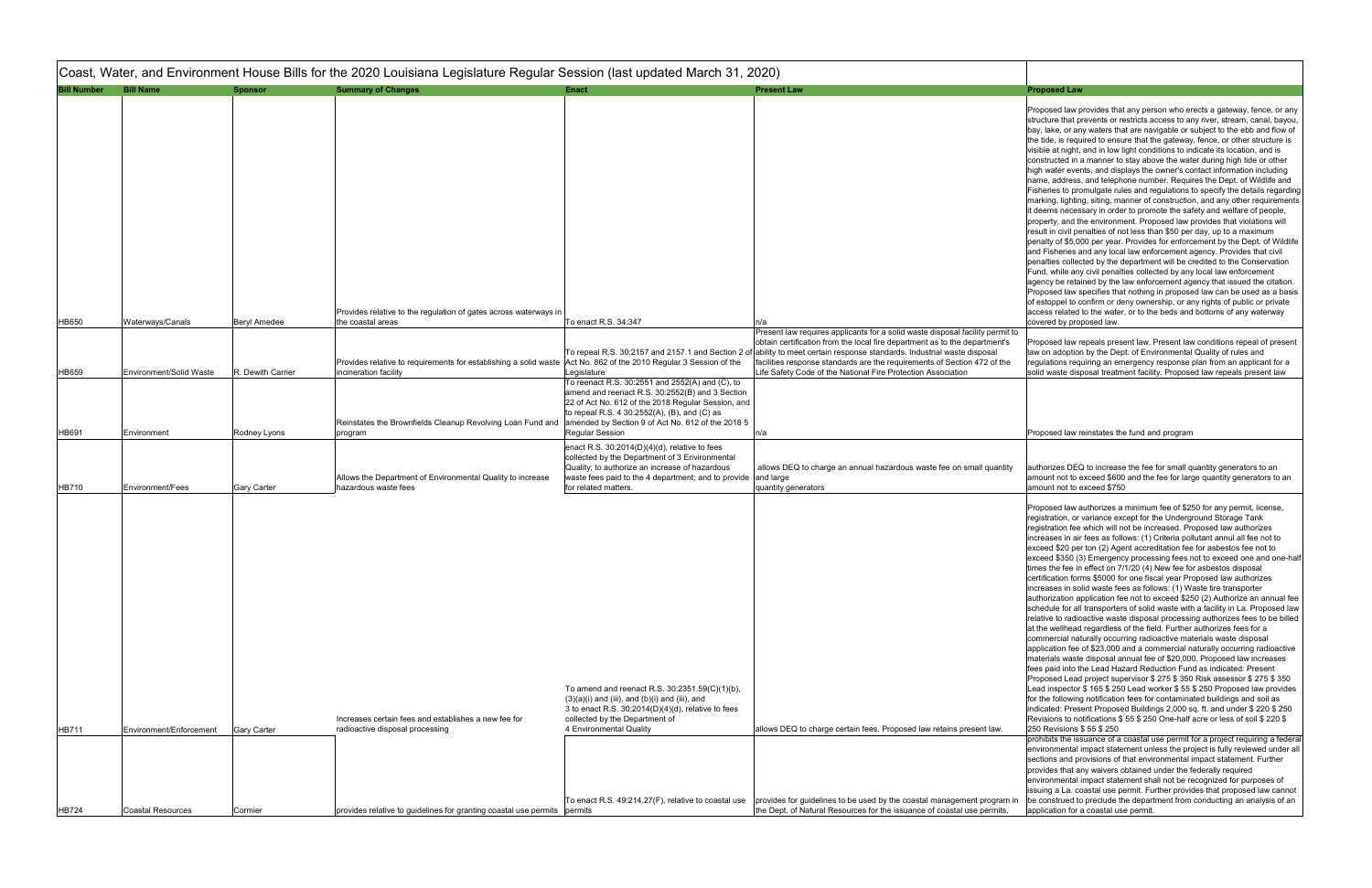# Coast, Water, and Environment House Bills for the 2020 Louisiana Legislature Regular Session (last updated March 31, 2020)

| Bill Number | Bill Name | Sponsor | Summary of Changes | Enact | Present Law | Proposed Law |
|---|---|---|---|---|---|---|
| HB650 | Waterways/Canals | Beryl Amedee | Provides relative to the regulation of gates across waterways in the coastal areas | To enact R.S. 34:347 | n/a | Proposed law provides that any person who erects a gateway, fence, or any structure that prevents or restricts access to any river, stream, canal, bayou, bay, lake, or any waters that are navigable or subject to the ebb and flow of the tide, is required to ensure that the gateway, fence, or other structure is visible at night, and in low light conditions to indicate its location, and is constructed in a manner to stay above the water during high tide or other high water events, and displays the owner's contact information including name, address, and telephone number. Requires the Dept. of Wildlife and Fisheries to promulgate rules and regulations to specify the details regarding marking, lighting, siting, manner of construction, and any other requirements it deems necessary in order to promote the safety and welfare of people, property, and the environment. Proposed law provides that violations will result in civil penalties of not less than $50 per day, up to a maximum penalty of $5,000 per year. Provides for enforcement by the Dept. of Wildlife and Fisheries and any local law enforcement agency. Provides that civil penalties collected by the department will be credited to the Conservation Fund, while any civil penalties collected by any local law enforcement agency be retained by the law enforcement agency that issued the citation. Proposed law specifies that nothing in proposed law can be used as a basis of estoppel to confirm or deny ownership, or any rights of public or private access related to the water, or to the beds and bottoms of any waterway covered by proposed law. |
| HB659 | Environment/Solid Waste | R. Dewith Carrier | Provides relative to requirements for establishing a solid waste incineration facility | To repeal R.S. 30:2157 and 2157.1 and Section 2 of Act No. 862 of the 2010 Regular 3 Session of the Legislature | Present law requires applicants for a solid waste disposal facility permit to obtain certification from the local fire department as to the department's ability to meet certain response standards. Industrial waste disposal facilities response standards are the requirements of Section 472 of the Life Safety Code of the National Fire Protection Association | Proposed law repeals present law. Present law conditions repeal of present law on adoption by the Dept. of Environmental Quality of rules and regulations requiring an emergency response plan from an applicant for a solid waste disposal treatment facility. Proposed law repeals present law |
| HB691 | Environment | Rodney Lyons | Reinstates the Brownfields Cleanup Revolving Loan Fund and program | To reenact R.S. 30:2551 and 2552(A) and (C), to amend and reenact R.S. 30:2552(B) and 3 Section 22 of Act No. 612 of the 2018 Regular Session, and to repeal R.S. 4 30:2552(A), (B), and (C) as amended by Section 9 of Act No. 612 of the 2018 5 Regular Session | n/a | Proposed law reinstates the fund and program |
| HB710 | Environment/Fees | Gary Carter | Allows the Department of Environmental Quality to increase hazardous waste fees | enact R.S. 30:2014(D)(4)(d), relative to fees collected by the Department of 3 Environmental Quality; to authorize an increase of hazardous waste fees paid to the 4 department; and to provide for related matters. | allows DEQ to charge an annual hazardous waste fee on small quantity and large quantity generators | authorizes DEQ to increase the fee for small quantity generators to an amount not to exceed $600 and the fee for large quantity generators to an amount not to exceed $750 |
| HB711 | Environment/Enforcement | Gary Carter | Increases certain fees and establishes a new fee for radioactive disposal processing | To amend and reenact R.S. 30:2351.59(C)(1)(b), (3)(a)(i) and (iii), and (b)(i) and (iii), and 3 to enact R.S. 30:2014(D)(4)(d), relative to fees collected by the Department of 4 Environmental Quality | allows DEQ to charge certain fees. Proposed law retains present law. | Proposed law authorizes a minimum fee of $250 for any permit, license, registration, or variance except for the Underground Storage Tank registration fee which will not be increased. Proposed law authorizes increases in air fees as follows: (1) Criteria pollutant annul all fee not to exceed $20 per ton (2) Agent accreditation fee for asbestos fee not to exceed $350 (3) Emergency processing fees not to exceed one and one-half times the fee in effect on 7/1/20 (4) New fee for asbestos disposal certification forms $5000 for one fiscal year Proposed law authorizes increases in solid waste fees as follows: (1) Waste tire transporter authorization application fee not to exceed $250 (2) Authorize an annual fee schedule for all transporters of solid waste with a facility in La. Proposed law relative to radioactive waste disposal processing authorizes fees to be billed at the wellhead regardless of the field. Further authorizes fees for a commercial naturally occurring radioactive materials waste disposal application fee of $23,000 and a commercial naturally occurring radioactive materials waste disposal annual fee of $20,000. Proposed law increases fees paid into the Lead Hazard Reduction Fund as indicated: Present Proposed Lead project supervisor $ 275 $ 350 Risk assessor $ 275 $ 350 Lead inspector $ 165 $ 250 Lead worker $ 55 $ 250 Proposed law provides for the following notification fees for contaminated buildings and soil as indicated: Present Proposed Buildings 2,000 sq. ft. and under $ 220 $ 250 Revisions to notifications $ 55 $ 250 One-half acre or less of soil $ 220 $ 250 Revisions $ 55 $ 250 |
| HB724 | Coastal Resources | Cormier | provides relative to guidelines for granting coastal use permits | To enact R.S. 49:214.27(F), relative to coastal use permits | provides for guidelines to be used by the coastal management program in the Dept. of Natural Resources for the issuance of coastal use permits. | prohibits the issuance of a coastal use permit for a project requiring a federal environmental impact statement unless the project is fully reviewed under all sections and provisions of that environmental impact statement. Further provides that any waivers obtained under the federally required environmental impact statement shall not be recognized for purposes of issuing a La. coastal use permit. Further provides that proposed law cannot be construed to preclude the department from conducting an analysis of an application for a coastal use permit. |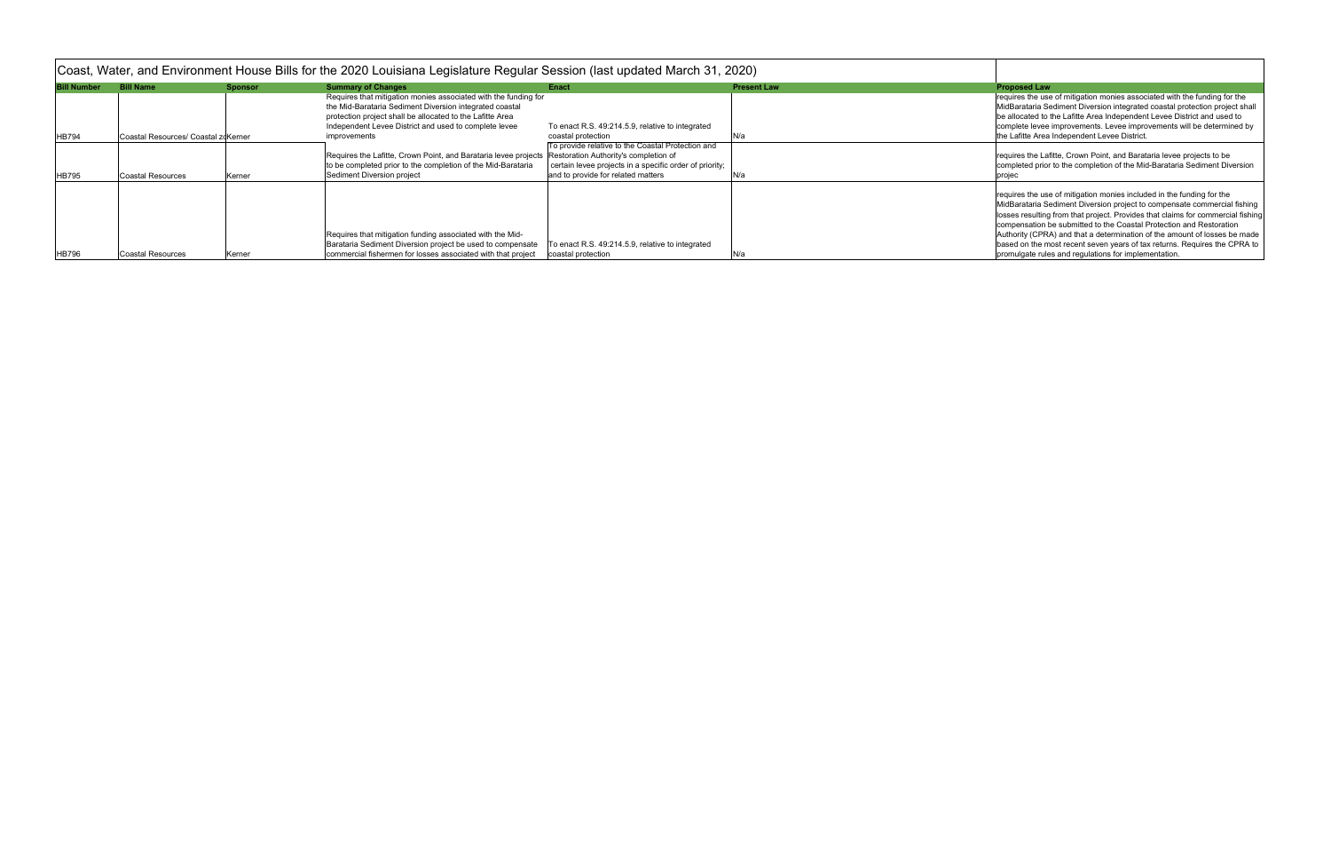# Coast, Water, and Environment House Bills for the 2020 Louisiana Legislature Regular Session (last updated March 31, 2020)

| Bill Number | Bill Name | Sponsor | Summary of Changes | Enact | Present Law | Proposed Law |
|---|---|---|---|---|---|---|
| HB794 | Coastal Resources/ Coastal zoKerner | | Requires that mitigation monies associated with the funding for the Mid-Barataria Sediment Diversion integrated coastal protection project shall be allocated to the Lafitte Area Independent Levee District and used to complete levee improvements | To enact R.S. 49:214.5.9, relative to integrated coastal protection | N/a | requires the use of mitigation monies associated with the funding for the MidBarataria Sediment Diversion integrated coastal protection project shall be allocated to the Lafitte Area Independent Levee District and used to complete levee improvements. Levee improvements will be determined by the Lafitte Area Independent Levee District. |
| HB795 | Coastal Resources | Kerner | Requires the Lafitte, Crown Point, and Barataria levee projects to be completed prior to the completion of the Mid-Barataria Sediment Diversion project | To provide relative to the Coastal Protection and Restoration Authority's completion of certain levee projects in a specific order of priority; and to provide for related matters | N/a | requires the Lafitte, Crown Point, and Barataria levee projects to be completed prior to the completion of the Mid-Barataria Sediment Diversion projec |
| HB796 | Coastal Resources | Kerner | Requires that mitigation funding associated with the Mid-Barataria Sediment Diversion project be used to compensate commercial fishermen for losses associated with that project | To enact R.S. 49:214.5.9, relative to integrated coastal protection | N/a | requires the use of mitigation monies included in the funding for the MidBarataria Sediment Diversion project to compensate commercial fishing losses resulting from that project. Provides that claims for commercial fishing compensation be submitted to the Coastal Protection and Restoration Authority (CPRA) and that a determination of the amount of losses be made based on the most recent seven years of tax returns. Requires the CPRA to promulgate rules and regulations for implementation. |